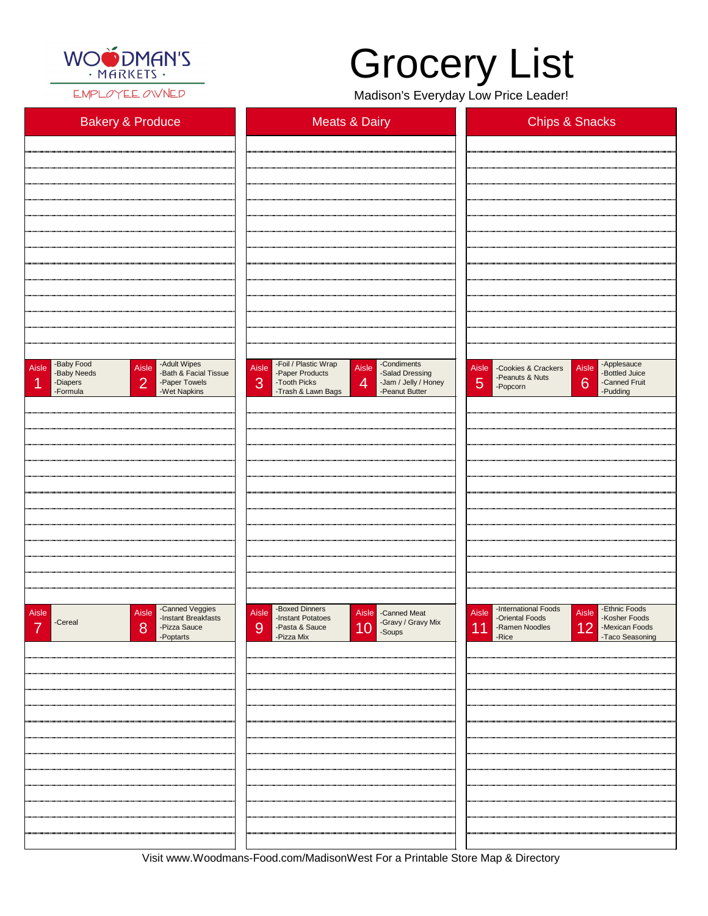WOODMAN'S · MARKETS ·
EMPLOYEE OWNED

# Grocery List

Madison's Everyday Low Price Leader!

| Bakery & Produce | Meats & Dairy | Chips & Snacks |
| --- | --- | --- |

| Aisle | Items |
| --- | --- |
| Aisle 1 | -Baby Food -Baby Needs -Diapers -Formula |
| Aisle 2 | -Adult Wipes -Bath & Facial Tissue -Paper Towels -Wet Napkins |
| Aisle 3 | -Foil / Plastic Wrap -Paper Products -Tooth Picks -Trash & Lawn Bags |
| Aisle 4 | -Condiments -Salad Dressing -Jam / Jelly / Honey -Peanut Butter |
| Aisle 5 | -Cookies & Crackers -Peanuts & Nuts -Popcorn |
| Aisle 6 | -Applesauce -Bottled Juice -Canned Fruit -Pudding |
| Aisle 7 | -Cereal |
| Aisle 8 | -Canned Veggies -Instant Breakfasts -Pizza Sauce -Poptarts |
| Aisle 9 | -Boxed Dinners -Instant Potatoes -Pasta & Sauce -Pizza Mix |
| Aisle 10 | -Canned Meat -Gravy / Gravy Mix -Soups |
| Aisle 11 | -International Foods -Oriental Foods -Ramen Noodles -Rice |
| Aisle 12 | -Ethnic Foods -Kosher Foods -Mexican Foods -Taco Seasoning |

Visit www.Woodmans-Food.com/MadisonWest For a Printable Store Map & Directory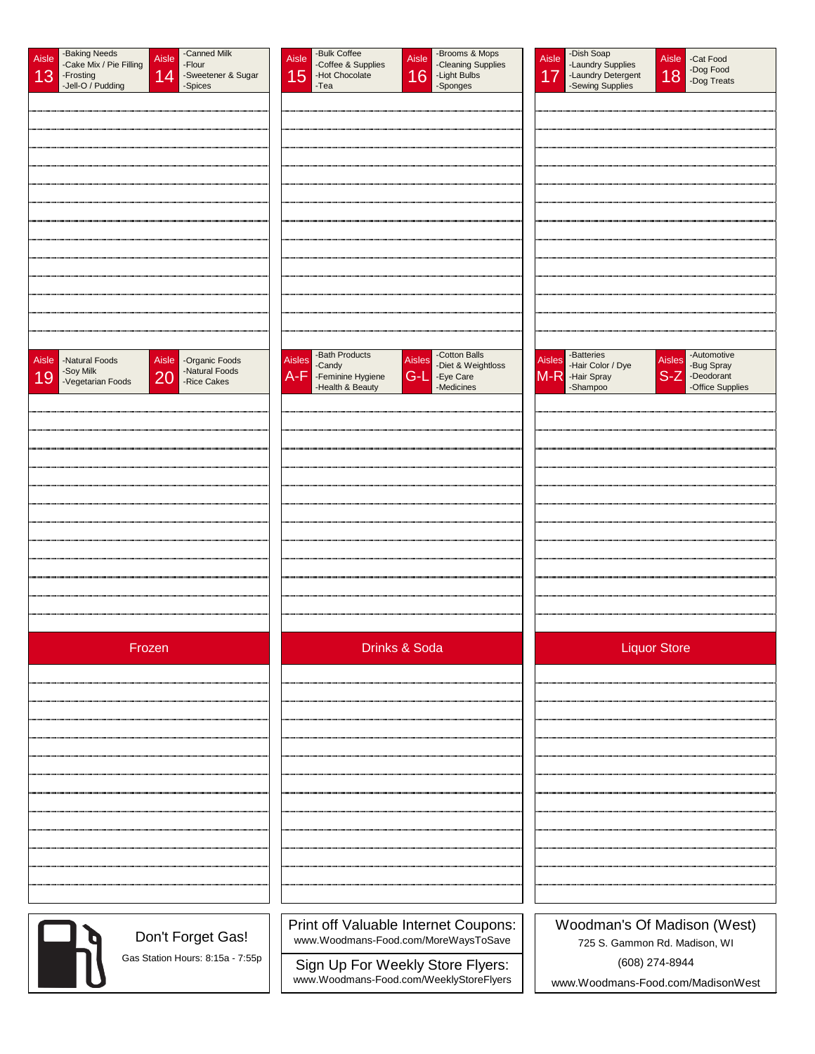**Aisle 13**
- -Baking Needs
- -Cake Mix / Pie Filling
- -Frosting
- -Jell-O / Pudding

**Aisle 14**
- -Canned Milk
- -Flour
- -Sweetener & Sugar
- -Spices

**Aisle 15**
- -Bulk Coffee
- -Coffee & Supplies
- -Hot Chocolate
- -Tea

**Aisle 16**
- -Brooms & Mops
- -Cleaning Supplies
- -Light Bulbs
- -Sponges

**Aisle 17**
- -Dish Soap
- -Laundry Supplies
- -Laundry Detergent
- -Sewing Supplies

**Aisle 18**
- -Cat Food
- -Dog Food
- -Dog Treats

**Aisle 19**
- -Natural Foods
- -Soy Milk
- -Vegetarian Foods

**Aisle 20**
- -Organic Foods
- -Natural Foods
- -Rice Cakes

**Aisles A-F**
- -Bath Products
- -Candy
- -Feminine Hygiene
- -Health & Beauty

**Aisles G-L**
- -Cotton Balls
- -Diet & Weightloss
- -Eye Care
- -Medicines

**Aisles M-R**
- -Batteries
- -Hair Color / Dye
- -Hair Spray
- -Shampoo

**Aisles S-Z**
- -Automotive
- -Bug Spray
- -Deodorant
- -Office Supplies

**Frozen**

**Drinks & Soda**

**Liquor Store**

Don't Forget Gas!

Gas Station Hours: 8:15a - 7:55p

Print off Valuable Internet Coupons:
www.Woodmans-Food.com/MoreWaysToSave

Sign Up For Weekly Store Flyers:
www.Woodmans-Food.com/WeeklyStoreFlyers

Woodman's Of Madison (West)
725 S. Gammon Rd. Madison, WI
(608) 274-8944
www.Woodmans-Food.com/MadisonWest